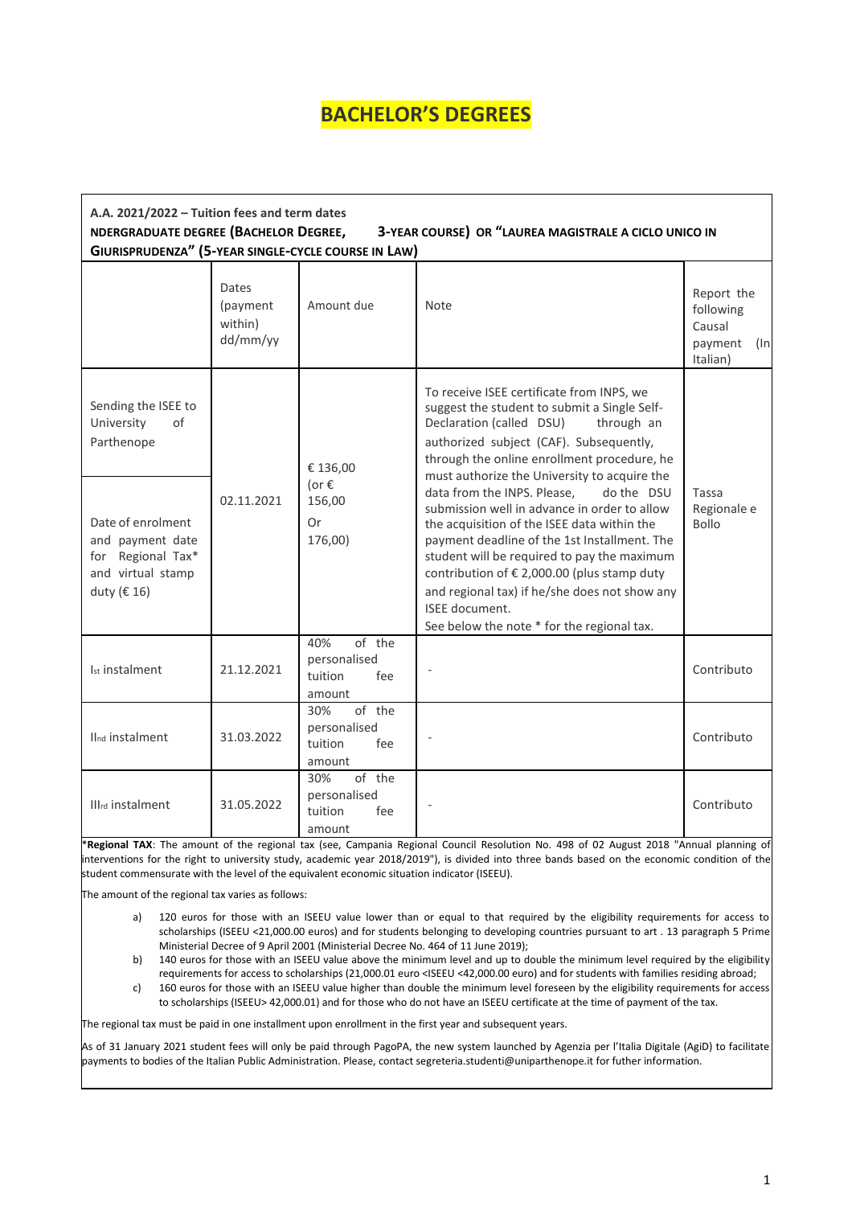# BACHELOR'S DEGREES

**A.A. 2021/2022 – Tuition fees and term dates**
**NDERGRADUATE DEGREE (BACHELOR DEGREE, 3-YEAR COURSE) OR "LAUREA MAGISTRALE A CICLO UNICO IN GIURISPRUDENZA" (5-YEAR SINGLE-CYCLE COURSE IN LAW)**

| | Dates (payment within) dd/mm/yy | Amount due | Note | Report the following Causal payment (In Italian) |
|---|---|---|---|---|
| Sending the ISEE to University of Parthenope<br><br>Date of enrolment and payment date for Regional Tax* and virtual stamp duty (€ 16) | 02.11.2021 | € 136,00 (or € 156,00 Or 176,00) | To receive ISEE certificate from INPS, we suggest the student to submit a Single Self-Declaration (called DSU) through an authorized subject (CAF). Subsequently, through the online enrollment procedure, he must authorize the University to acquire the data from the INPS. Please, do the DSU submission well in advance in order to allow the acquisition of the ISEE data within the payment deadline of the 1st Installment. The student will be required to pay the maximum contribution of € 2,000.00 (plus stamp duty and regional tax) if he/she does not show any ISEE document.<br>See below the note * for the regional tax. | Tassa Regionale e Bollo |
| Ist instalment | 21.12.2021 | 40% of the personalised tuition fee amount | - | Contributo |
| IInd instalment | 31.03.2022 | 30% of the personalised tuition fee amount | - | Contributo |
| IIIrd instalment | 31.05.2022 | 30% of the personalised tuition fee amount | - | Contributo |

***Regional TAX**: The amount of the regional tax (see, Campania Regional Council Resolution No. 498 of 02 August 2018 "Annual planning of interventions for the right to university study, academic year 2018/2019"), is divided into three bands based on the economic condition of the student commensurate with the level of the equivalent economic situation indicator (ISEEU).

The amount of the regional tax varies as follows:

a) 120 euros for those with an ISEEU value lower than or equal to that required by the eligibility requirements for access to scholarships (ISEEU <21,000.00 euros) and for students belonging to developing countries pursuant to art . 13 paragraph 5 Prime Ministerial Decree of 9 April 2001 (Ministerial Decree No. 464 of 11 June 2019);
b) 140 euros for those with an ISEEU value above the minimum level and up to double the minimum level required by the eligibility requirements for access to scholarships (21,000.01 euro <ISEEU <42,000.00 euro) and for students with families residing abroad;
c) 160 euros for those with an ISEEU value higher than double the minimum level foreseen by the eligibility requirements for access to scholarships (ISEEU> 42,000.01) and for those who do not have an ISEEU certificate at the time of payment of the tax.

The regional tax must be paid in one installment upon enrollment in the first year and subsequent years.

As of 31 January 2021 student fees will only be paid through PagoPA, the new system launched by Agenzia per l'Italia Digitale (AgiD) to facilitate payments to bodies of the Italian Public Administration. Please, contact segreteria.studenti@uniparthenope.it for futher information.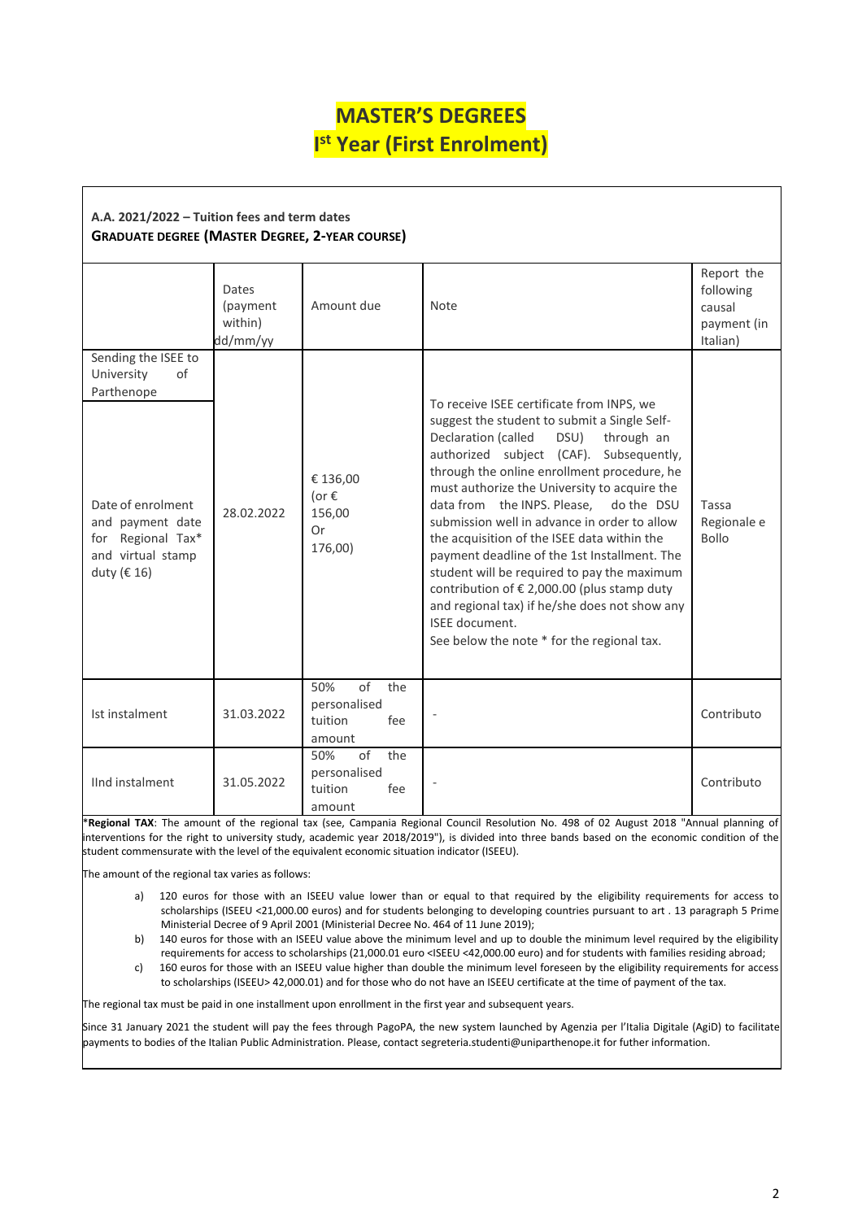# MASTER'S DEGREES
# Ist Year (First Enrolment)

**A.A. 2021/2022 – Tuition fees and term dates**
**GRADUATE DEGREE (MASTER DEGREE, 2-YEAR COURSE)**

| | Dates (payment within) dd/mm/yy | Amount due | Note | Report the following causal payment (in Italian) |
|---|---|---|---|---|
| Sending the ISEE to University of Parthenope<br><br>Date of enrolment and payment date for Regional Tax* and virtual stamp duty (€ 16) | 28.02.2022 | € 136,00 (or € 156,00 Or 176,00) | To receive ISEE certificate from INPS, we suggest the student to submit a Single Self-Declaration (called DSU) through an authorized subject (CAF). Subsequently, through the online enrollment procedure, he must authorize the University to acquire the data from the INPS. Please, do the DSU submission well in advance in order to allow the acquisition of the ISEE data within the payment deadline of the 1st Installment. The student will be required to pay the maximum contribution of € 2,000.00 (plus stamp duty and regional tax) if he/she does not show any ISEE document.<br>See below the note * for the regional tax. | Tassa Regionale e Bollo |
| Ist instalment | 31.03.2022 | 50% of the personalised tuition fee amount | - | Contributo |
| IInd instalment | 31.05.2022 | 50% of the personalised tuition fee amount | - | Contributo |

***Regional TAX**: The amount of the regional tax (see, Campania Regional Council Resolution No. 498 of 02 August 2018 "Annual planning of interventions for the right to university study, academic year 2018/2019"), is divided into three bands based on the economic condition of the student commensurate with the level of the equivalent economic situation indicator (ISEEU).

The amount of the regional tax varies as follows:

a) 120 euros for those with an ISEEU value lower than or equal to that required by the eligibility requirements for access to scholarships (ISEEU <21,000.00 euros) and for students belonging to developing countries pursuant to art . 13 paragraph 5 Prime Ministerial Decree of 9 April 2001 (Ministerial Decree No. 464 of 11 June 2019);

b) 140 euros for those with an ISEEU value above the minimum level and up to double the minimum level required by the eligibility requirements for access to scholarships (21,000.01 euro <ISEEU <42,000.00 euro) and for students with families residing abroad;

c) 160 euros for those with an ISEEU value higher than double the minimum level foreseen by the eligibility requirements for access to scholarships (ISEEU> 42,000.01) and for those who do not have an ISEEU certificate at the time of payment of the tax.

The regional tax must be paid in one installment upon enrollment in the first year and subsequent years.

Since 31 January 2021 the student will pay the fees through PagoPA, the new system launched by Agenzia per l'Italia Digitale (AgiD) to facilitate payments to bodies of the Italian Public Administration. Please, contact segreteria.studenti@uniparthenope.it for futher information.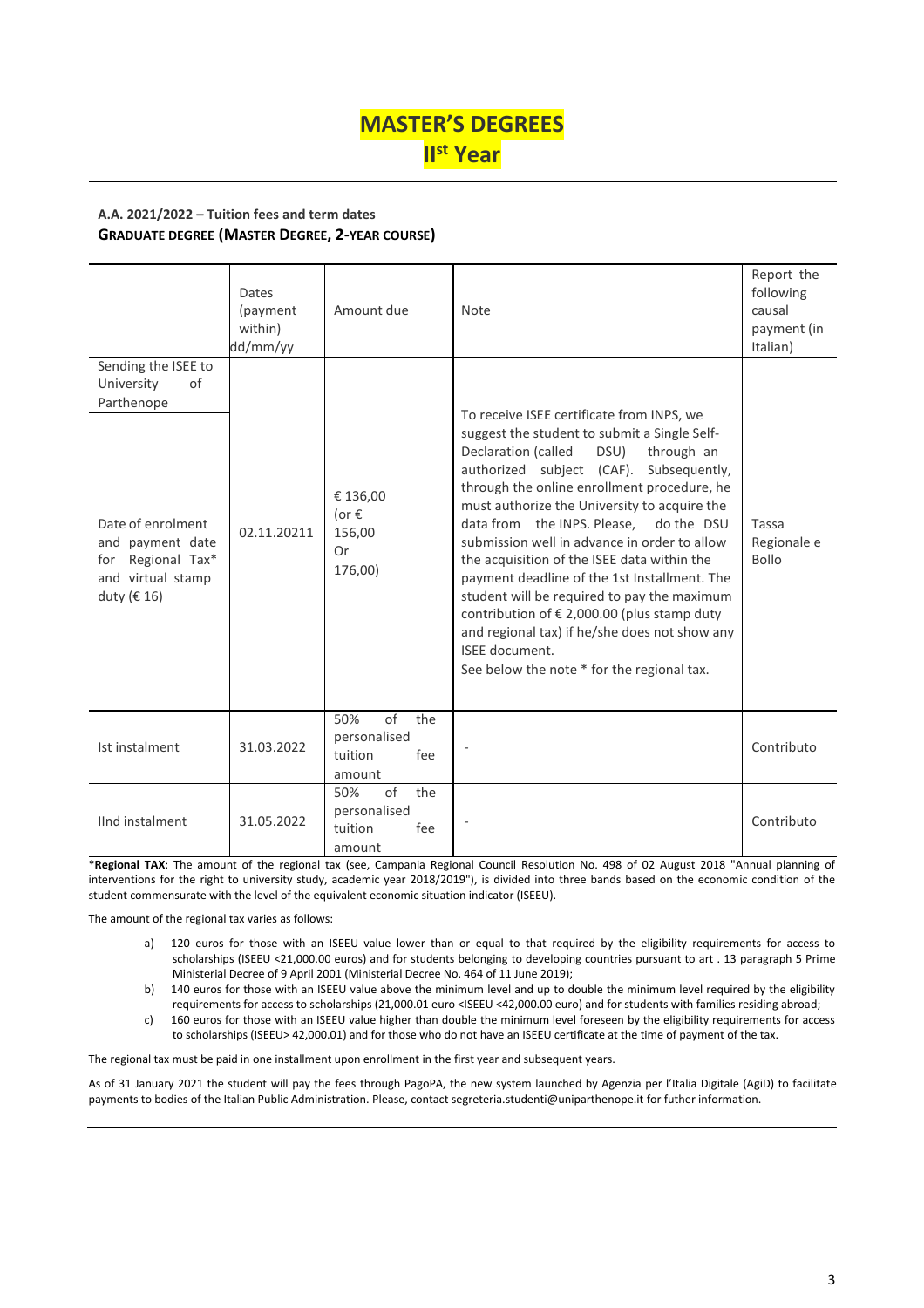# MASTER'S DEGREES

## II[st] Year

**A.A. 2021/2022 – Tuition fees and term dates**

**GRADUATE DEGREE (MASTER DEGREE, 2-YEAR COURSE)**

| | Dates (payment within) dd/mm/yy | Amount due | Note | Report the following causal payment (in Italian) |
|---|---|---|---|---|
| Sending the ISEE to University of Parthenope<br><br>Date of enrolment and payment date for Regional Tax* and virtual stamp duty (€ 16) | 02.11.20211 | € 136,00 (or € 156,00 Or 176,00) | To receive ISEE certificate from INPS, we suggest the student to submit a Single Self-Declaration (called DSU) through an authorized subject (CAF). Subsequently, through the online enrollment procedure, he must authorize the University to acquire the data from the INPS. Please, do the DSU submission well in advance in order to allow the acquisition of the ISEE data within the payment deadline of the 1st Installment. The student will be required to pay the maximum contribution of € 2,000.00 (plus stamp duty and regional tax) if he/she does not show any ISEE document.<br>See below the note * for the regional tax. | Tassa Regionale e Bollo |
| Ist instalment | 31.03.2022 | 50% of the personalised tuition fee amount | - | Contributo |
| IInd instalment | 31.05.2022 | 50% of the personalised tuition fee amount | - | Contributo |

***Regional TAX**: The amount of the regional tax (see, Campania Regional Council Resolution No. 498 of 02 August 2018 "Annual planning of interventions for the right to university study, academic year 2018/2019"), is divided into three bands based on the economic condition of the student commensurate with the level of the equivalent economic situation indicator (ISEEU).

The amount of the regional tax varies as follows:

a) 120 euros for those with an ISEEU value lower than or equal to that required by the eligibility requirements for access to scholarships (ISEEU <21,000.00 euros) and for students belonging to developing countries pursuant to art . 13 paragraph 5 Prime Ministerial Decree of 9 April 2001 (Ministerial Decree No. 464 of 11 June 2019);
b) 140 euros for those with an ISEEU value above the minimum level and up to double the minimum level required by the eligibility requirements for access to scholarships (21,000.01 euro <ISEEU <42,000.00 euro) and for students with families residing abroad;
c) 160 euros for those with an ISEEU value higher than double the minimum level foreseen by the eligibility requirements for access to scholarships (ISEEU> 42,000.01) and for those who do not have an ISEEU certificate at the time of payment of the tax.

The regional tax must be paid in one installment upon enrollment in the first year and subsequent years.

As of 31 January 2021 the student will pay the fees through PagoPA, the new system launched by Agenzia per l'Italia Digitale (AgiD) to facilitate payments to bodies of the Italian Public Administration. Please, contact segreteria.studenti@uniparthenope.it for futher information.